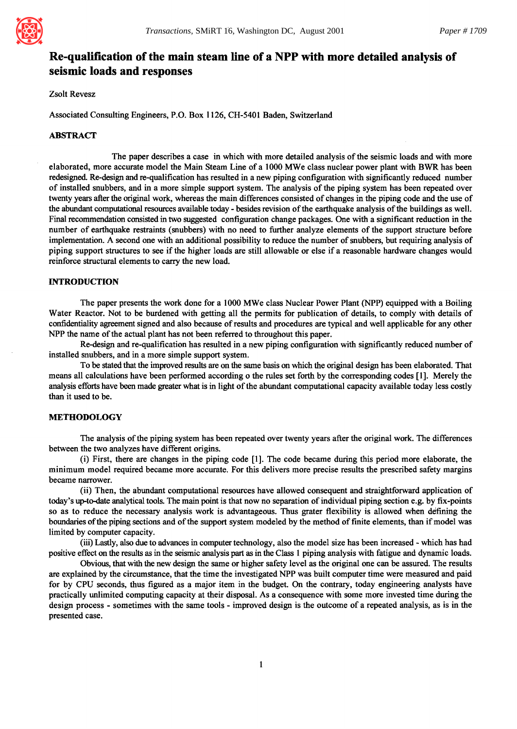# Re-qualification of the main steam line of a NPP with more detailed analysis of seismic loads and responses

Zsolt Revesz

Associated Consulting Engineers, P.O. Box 1126, CH-5401 Baden, Switzerland

## ABSTRACT

The paper describes a case in which with more detailed analysis of the seismic loads and with more elaborated, more accurate model the Main Steam Line of a 1000 MWe class nuclear power plant with BWR has been redesigned. Re-design and re-qualification has resulted in a new piping configuration with significantly reduced number of installed snubbers, and in a more simple support system. The analysis of the piping system has been repeated over twenty years after the original work, whereas the main differences consisted of changes in the piping code and the use of the abundant computational resources available today - besides revision of the earthquake analysis of the buildings as well. Final recommendation consisted in two suggested configuration change packages. One with a significant reduction in the number of earthquake restraints (snubbers) with no need to further analyze elements of the support structure before implementation. A second one with an additional possibility to reduce the number of snubbers, but requiring analysis of piping support structures to see if the higher loads are still allowable or else if a reasonable hardware changes would reinforce structural elements to carry the new load.

## INTRODUCTION

The paper presents the work done for a 1000 MWe class Nuclear Power Plant (NPP) equipped with a Boiling Water Reactor. Not to be burdened with getting all the permits for publication of details, to comply with details of confidentiality agreement signed and also because of results and procedures are typical and well applicable for any other NPP the name of the actual plant has not been referred to throughout this paper.

Re-design and re-qualification has resulted in a new piping configuration with significantly reduced number of installed snubbers, and in a more simple support system.

To be stated that the improved results are on the same basis on which the original design has been elaborated. That means all calculations have been performed according o the rules set forth by the corresponding codes [1]. Merely the analysis efforts have been made greater what is in light of the abundant computational capacity available today less costly than it used to be.

## METHODOLOGY

The analysis of the piping system has been repeated over twenty years after the original work. The differences between the two analyzes have different origins.

(i) First, there are changes in the piping code [1]. The code became during this period more elaborate, the minimum model required became more accurate. For this delivers more precise results the prescribed safety margins became narrower.

(ii) Then, the abundant computational resources have allowed consequent and straightforward application of today's up-to-date analytical tools. The main point is that now no separation of individual piping section e.g. by fix-points so as to reduce the necessary analysis work is advantageous. Thus grater flexibility is allowed when defining the boundaries of the piping sections and of the support system modeled by the method of finite elements, than if model was limited by computer capacity.

(iii) Lastly, also due to advances in computer technology, also the model size has been increased - which has had positive effect on the results as in the seismic analysis part as in the Class 1 piping analysis with fatigue and dynamic loads.

Obvious, that with the new design the same or higher safety level as the original one can be assured. The results are explained by the circumstance, that the time the investigated NPP was built computer time were measured and paid for by CPU seconds, thus figured as a major item in the budget. On the contrary, today engineering analysts have practically unlimited computing capacity at their disposal. As a consequence with some more invested time during the design process - sometimes with the same tools - improved design is the outcome of a repeated analysis, as is in the presented case.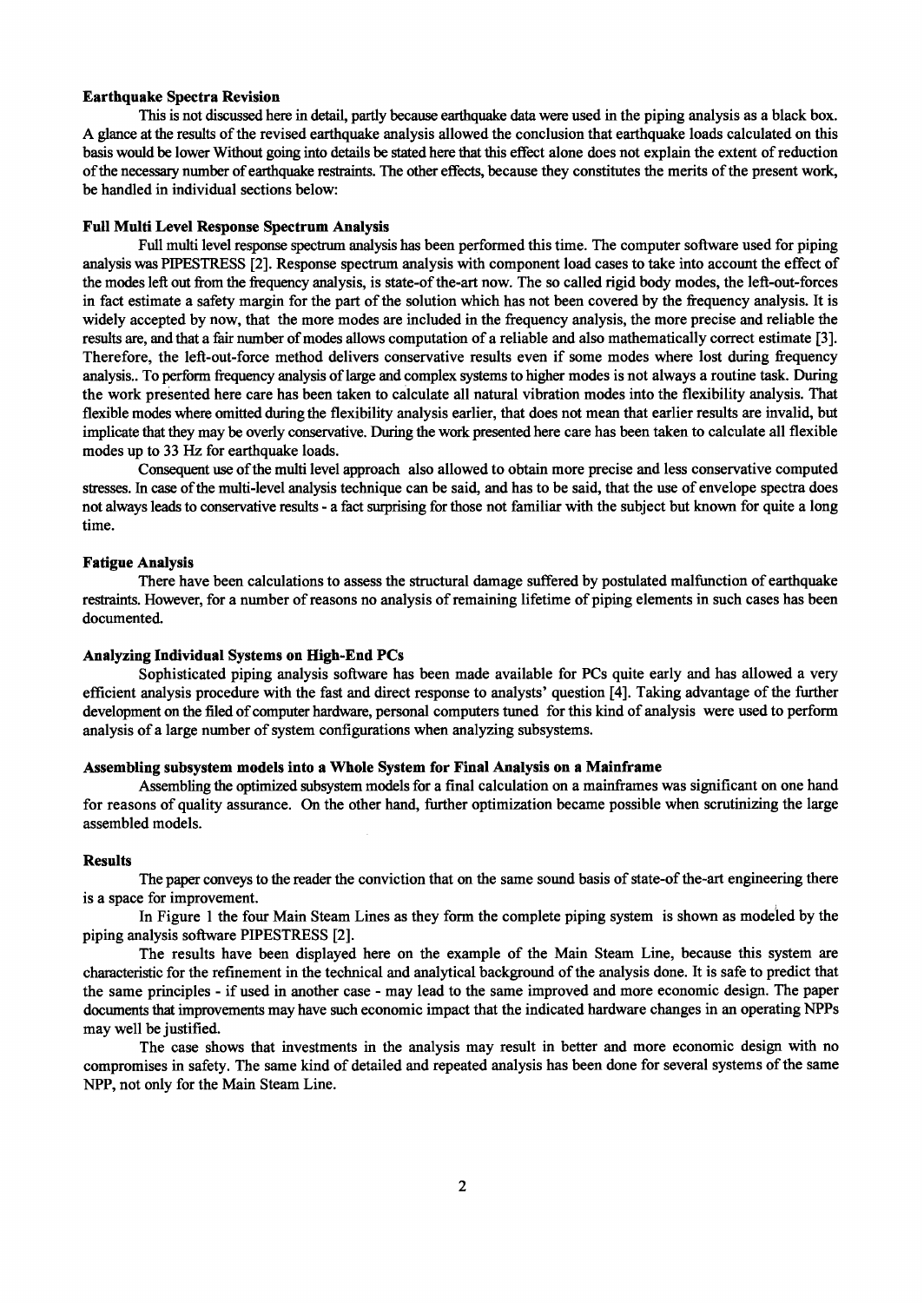**Earthquake Spectra Revision**

This is not discussed here in detail, partly because earthquake data were used in the piping analysis as a black box. A glance at the results of the revised earthquake analysis allowed the conclusion that earthquake loads calculated on this basis would be lower Without going into details be stated here that this effect alone does not explain the extent of reduction of the necessary number of earthquake restraints. The other effects, because they constitutes the merits of the present work, be handled in individual sections below:

**Full Multi Level Response Spectrum Analysis**

Full multi level response spectrum analysis has been performed this time. The computer software used for piping analysis was PIPESTRESS [2]. Response spectrum analysis with component load cases to take into account the effect of the modes left out from the frequency analysis, is state-of the-art now. The so called rigid body modes, the left-out-forces in fact estimate a safety margin for the part of the solution which has not been covered by the frequency analysis. It is widely accepted by now, that the more modes are included in the frequency analysis, the more precise and reliable the results are, and that a fair number of modes allows computation of a reliable and also mathematically correct estimate [3]. Therefore, the left-out-force method delivers conservative results even if some modes where lost during frequency analysis.. To perform frequency analysis of large and complex systems to higher modes is not always a routine task. During the work presented here care has been taken to calculate all natural vibration modes into the flexibility analysis. That flexible modes where omitted during the flexibility analysis earlier, that does not mean that earlier results are invalid, but implicate that they may be overly conservative. During the work presented here care has been taken to calculate all flexible modes up to 33 Hz for earthquake loads.

Consequent use of the multi level approach also allowed to obtain more precise and less conservative computed stresses. In case of the multi-level analysis technique can be said, and has to be said, that the use of envelope spectra does not always leads to conservative results - a fact surprising for those not familiar with the subject but known for quite a long time.

**Fatigue Analysis**

There have been calculations to assess the structural damage suffered by postulated malfunction of earthquake restraints. However, for a number of reasons no analysis of remaining lifetime of piping elements in such cases has been documented.

**Analyzing Individual Systems on High-End PCs**

Sophisticated piping analysis software has been made available for PCs quite early and has allowed a very efficient analysis procedure with the fast and direct response to analysts' question [4]. Taking advantage of the further development on the filed of computer hardware, personal computers tuned for this kind of analysis were used to perform analysis of a large number of system configurations when analyzing subsystems.

**Assembling subsystem models into a Whole System for Final Analysis on a Mainframe**

Assembling the optimized subsystem models for a final calculation on a mainframes was significant on one hand for reasons of quality assurance. On the other hand, further optimization became possible when scrutinizing the large assembled models.

**Results**

The paper conveys to the reader the conviction that on the same sound basis of state-of the-art engineering there is a space for improvement.

In Figure 1 the four Main Steam Lines as they form the complete piping system is shown as modeled by the piping analysis software PIPESTRESS [2].

The results have been displayed here on the example of the Main Steam Line, because this system are characteristic for the refinement in the technical and analytical background of the analysis done. It is safe to predict that the same principles - if used in another case - may lead to the same improved and more economic design. The paper documents that improvements may have such economic impact that the indicated hardware changes in an operating NPPs may well be justified.

The case shows that investments in the analysis may result in better and more economic design with no compromises in safety. The same kind of detailed and repeated analysis has been done for several systems of the same NPP, not only for the Main Steam Line.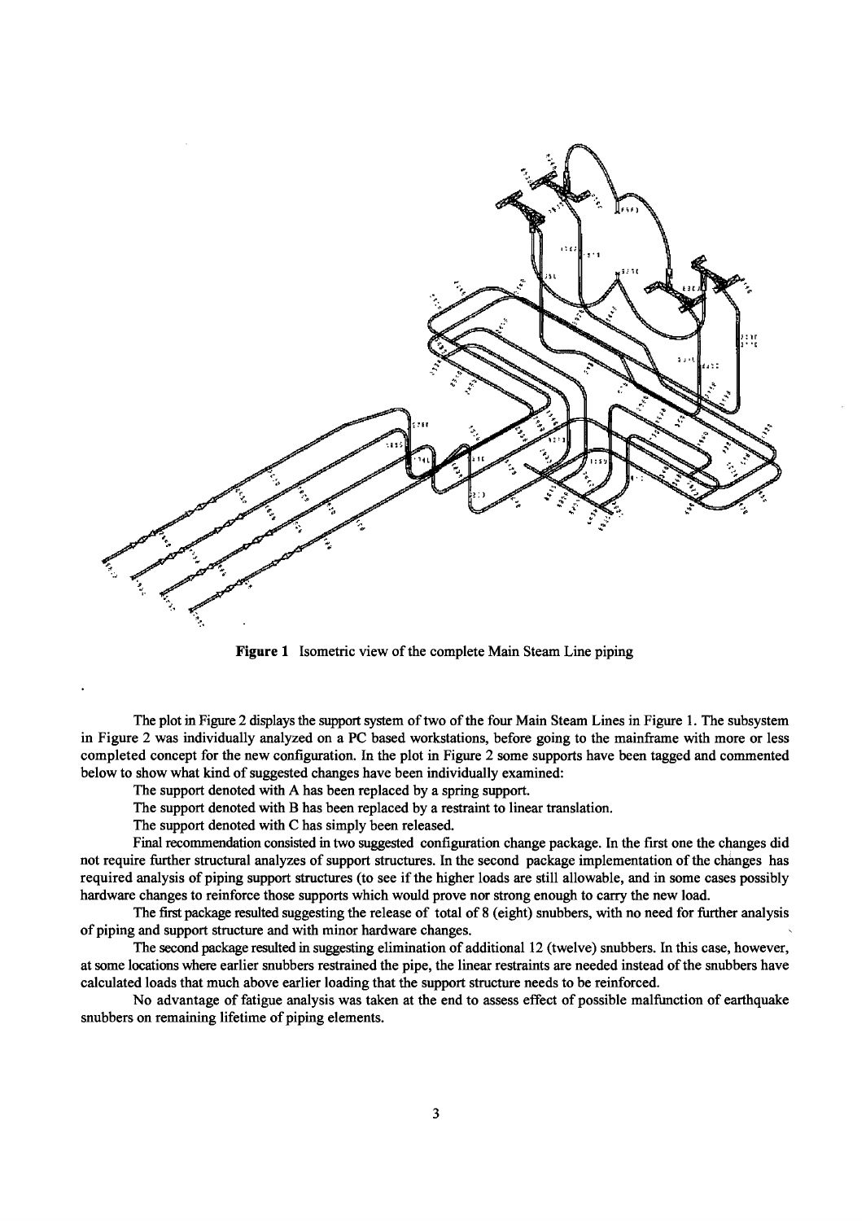**Figure 1** Isometric view of the complete Main Steam Line piping

The plot in Figure 2 displays the support system of two of the four Main Steam Lines in Figure 1. The subsystem in Figure 2 was individually analyzed on a PC based workstations, before going to the mainframe with more or less completed concept for the new configuration. In the plot in Figure 2 some supports have been tagged and commented below to show what kind of suggested changes have been individually examined:

The support denoted with A has been replaced by a spring support.

The support denoted with B has been replaced by a restraint to linear translation.

The support denoted with C has simply been released.

Final recommendation consisted in two suggested configuration change package. In the first one the changes did not require further structural analyzes of support structures. In the second package implementation of the changes has required analysis of piping support structures (to see if the higher loads are still allowable, and in some cases possibly hardware changes to reinforce those supports which would prove nor strong enough to carry the new load.

The first package resulted suggesting the release of total of 8 (eight) snubbers, with no need for further analysis of piping and support structure and with minor hardware changes.

The second package resulted in suggesting elimination of additional 12 (twelve) snubbers. In this case, however, at some locations where earlier snubbers restrained the pipe, the linear restraints are needed instead of the snubbers have calculated loads that much above earlier loading that the support structure needs to be reinforced.

No advantage of fatigue analysis was taken at the end to assess effect of possible malfunction of earthquake snubbers on remaining lifetime of piping elements.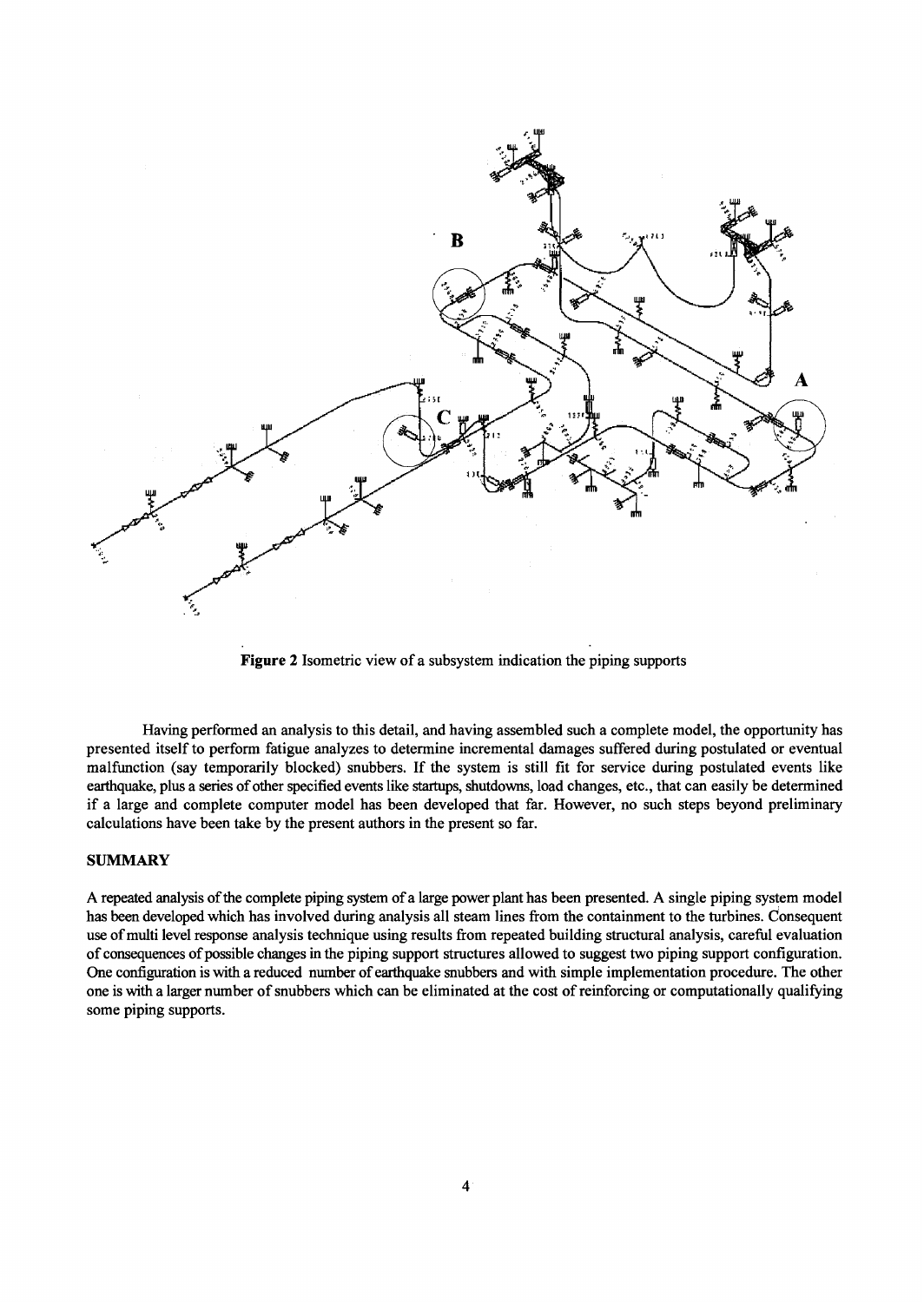**Figure 2** Isometric view of a subsystem indication the piping supports

Having performed an analysis to this detail, and having assembled such a complete model, the opportunity has presented itself to perform fatigue analyzes to determine incremental damages suffered during postulated or eventual malfunction (say temporarily blocked) snubbers. If the system is still fit for service during postulated events like earthquake, plus a series of other specified events like startups, shutdowns, load changes, etc., that can easily be determined if a large and complete computer model has been developed that far. However, no such steps beyond preliminary calculations have been take by the present authors in the present so far.

## SUMMARY

A repeated analysis of the complete piping system of a large power plant has been presented. A single piping system model has been developed which has involved during analysis all steam lines from the containment to the turbines. Consequent use of multi level response analysis technique using results from repeated building structural analysis, careful evaluation of consequences of possible changes in the piping support structures allowed to suggest two piping support configuration. One configuration is with a reduced number of earthquake snubbers and with simple implementation procedure. The other one is with a larger number of snubbers which can be eliminated at the cost of reinforcing or computationally qualifying some piping supports.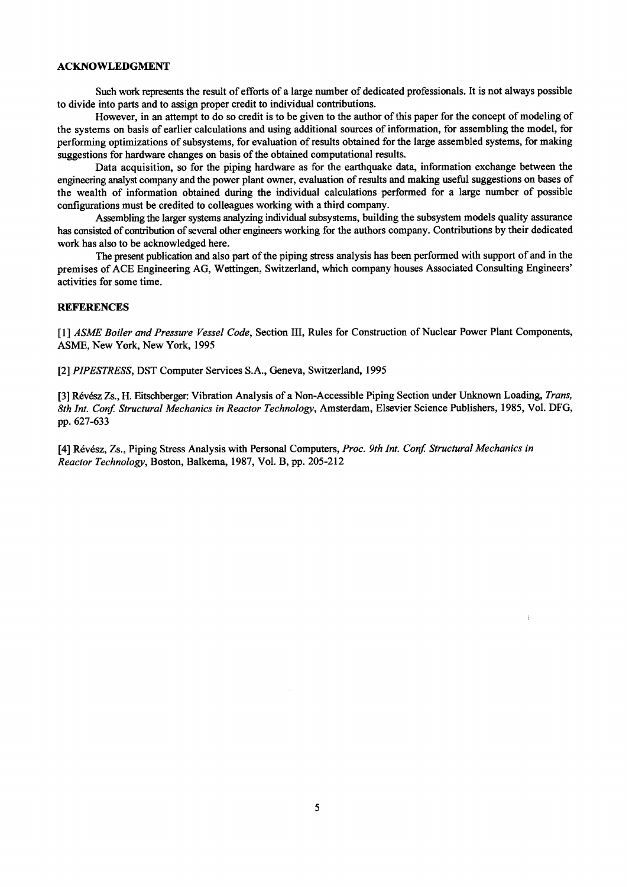## ACKNOWLEDGMENT

Such work represents the result of efforts of a large number of dedicated professionals. It is not always possible to divide into parts and to assign proper credit to individual contributions.

However, in an attempt to do so credit is to be given to the author of this paper for the concept of modeling of the systems on basis of earlier calculations and using additional sources of information, for assembling the model, for performing optimizations of subsystems, for evaluation of results obtained for the large assembled systems, for making suggestions for hardware changes on basis of the obtained computational results.

Data acquisition, so for the piping hardware as for the earthquake data, information exchange between the engineering analyst company and the power plant owner, evaluation of results and making useful suggestions on bases of the wealth of information obtained during the individual calculations performed for a large number of possible configurations must be credited to colleagues working with a third company.

Assembling the larger systems analyzing individual subsystems, building the subsystem models quality assurance has consisted of contribution of several other engineers working for the authors company. Contributions by their dedicated work has also to be acknowledged here.

The present publication and also part of the piping stress analysis has been performed with support of and in the premises of ACE Engineering AG, Wettingen, Switzerland, which company houses Associated Consulting Engineers' activities for some time.

## REFERENCES

[1] *ASME Boiler and Pressure Vessel Code*, Section III, Rules for Construction of Nuclear Power Plant Components, ASME, New York, New York, 1995

[2] *PIPESTRESS*, DST Computer Services S.A., Geneva, Switzerland, 1995

[3] Révész Zs., H. Eitschberger: Vibration Analysis of a Non-Accessible Piping Section under Unknown Loading, *Trans, 8th Int. Conf. Structural Mechanics in Reactor Technology*, Amsterdam, Elsevier Science Publishers, 1985, Vol. DFG, pp. 627-633

[4] Révész, Zs., Piping Stress Analysis with Personal Computers, *Proc. 9th Int. Conf. Structural Mechanics in Reactor Technology*, Boston, Balkema, 1987, Vol. B, pp. 205-212